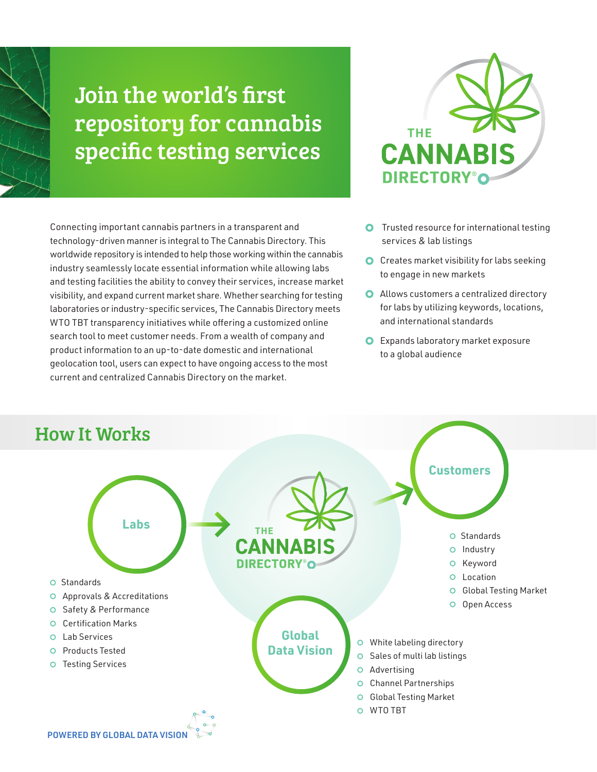# Join the world's first repository for cannabis specific testing services

THE CANNABIS DIRECTORY®

Connecting important cannabis partners in a transparent and technology-driven manner is integral to The Cannabis Directory. This worldwide repository is intended to help those working within the cannabis industry seamlessly locate essential information while allowing labs and testing facilities the ability to convey their services, increase market visibility, and expand current market share. Whether searching for testing laboratories or industry-specific services, The Cannabis Directory meets WTO TBT transparency initiatives while offering a customized online search tool to meet customer needs. From a wealth of company and product information to an up-to-date domestic and international geolocation tool, users can expect to have ongoing access to the most current and centralized Cannabis Directory on the market.

- Trusted resource for international testing services & lab listings
- Creates market visibility for labs seeking to engage in new markets
- Allows customers a centralized directory for labs by utilizing keywords, locations, and international standards
- Expands laboratory market exposure to a global audience

## How It Works

### Labs

- Standards
- Approvals & Accreditations
- Safety & Performance
- Certification Marks
- Lab Services
- Products Tested
- Testing Services

### THE CANNABIS DIRECTORY®

### Customers

- Standards
- Industry
- Keyword
- Location
- Global Testing Market
- Open Access

### Global Data Vision

- White labeling directory
- Sales of multi lab listings
- Advertising
- Channel Partnerships
- Global Testing Market
- WTO TBT

POWERED BY GLOBAL DATA VISION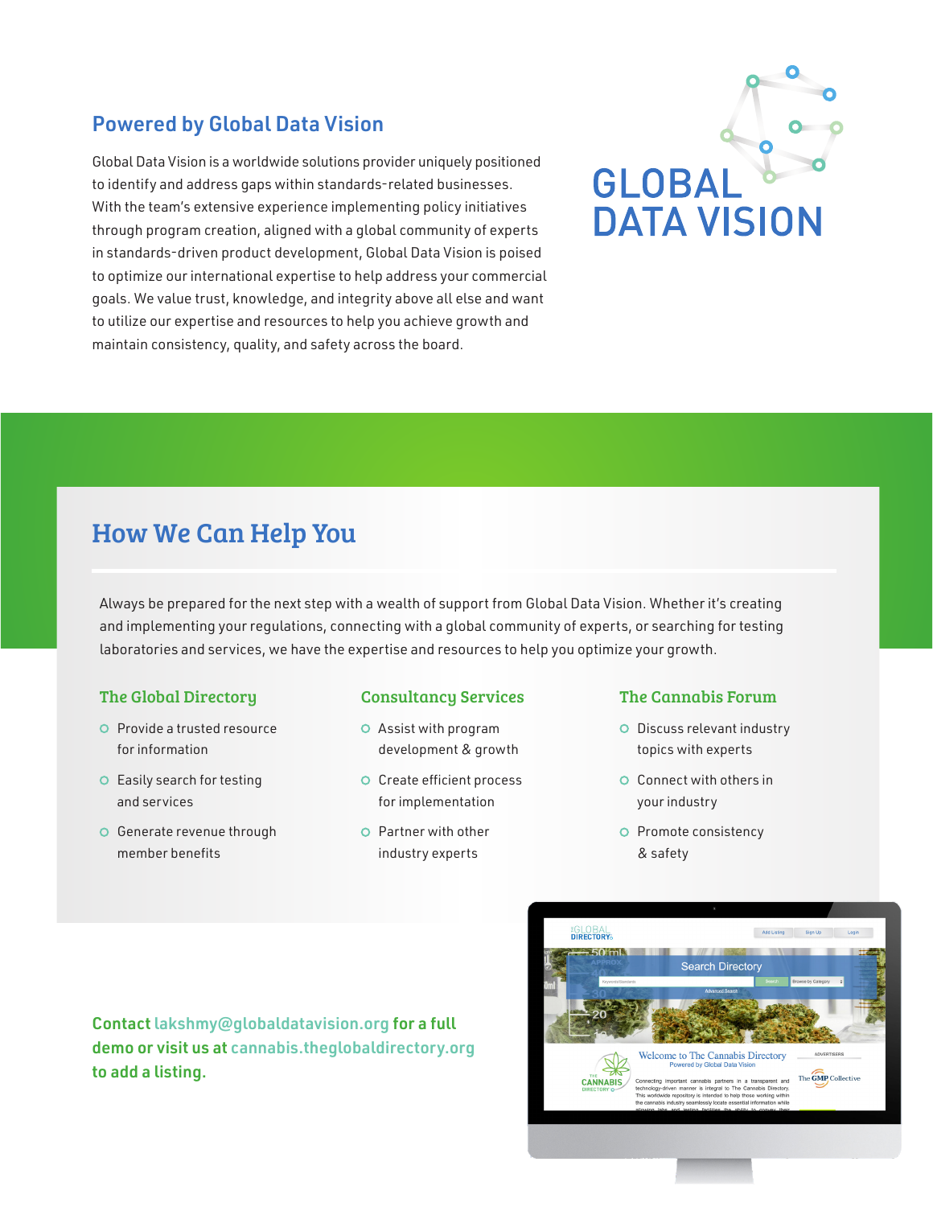## Powered by Global Data Vision

Global Data Vision is a worldwide solutions provider uniquely positioned to identify and address gaps within standards-related businesses. With the team's extensive experience implementing policy initiatives through program creation, aligned with a global community of experts in standards-driven product development, Global Data Vision is poised to optimize our international expertise to help address your commercial goals. We value trust, knowledge, and integrity above all else and want to utilize our expertise and resources to help you achieve growth and maintain consistency, quality, and safety across the board.

GLOBAL DATA VISION

## How We Can Help You

Always be prepared for the next step with a wealth of support from Global Data Vision. Whether it's creating and implementing your regulations, connecting with a global community of experts, or searching for testing laboratories and services, we have the expertise and resources to help you optimize your growth.

### The Global Directory

- Provide a trusted resource for information
- Easily search for testing and services
- Generate revenue through member benefits

### Consultancy Services

- Assist with program development & growth
- Create efficient process for implementation
- Partner with other industry experts

### The Cannabis Forum

- Discuss relevant industry topics with experts
- Connect with others in your industry
- Promote consistency & safety

**Contact lakshmy@globaldatavision.org for a full demo or visit us at cannabis.theglobaldirectory.org to add a listing.**